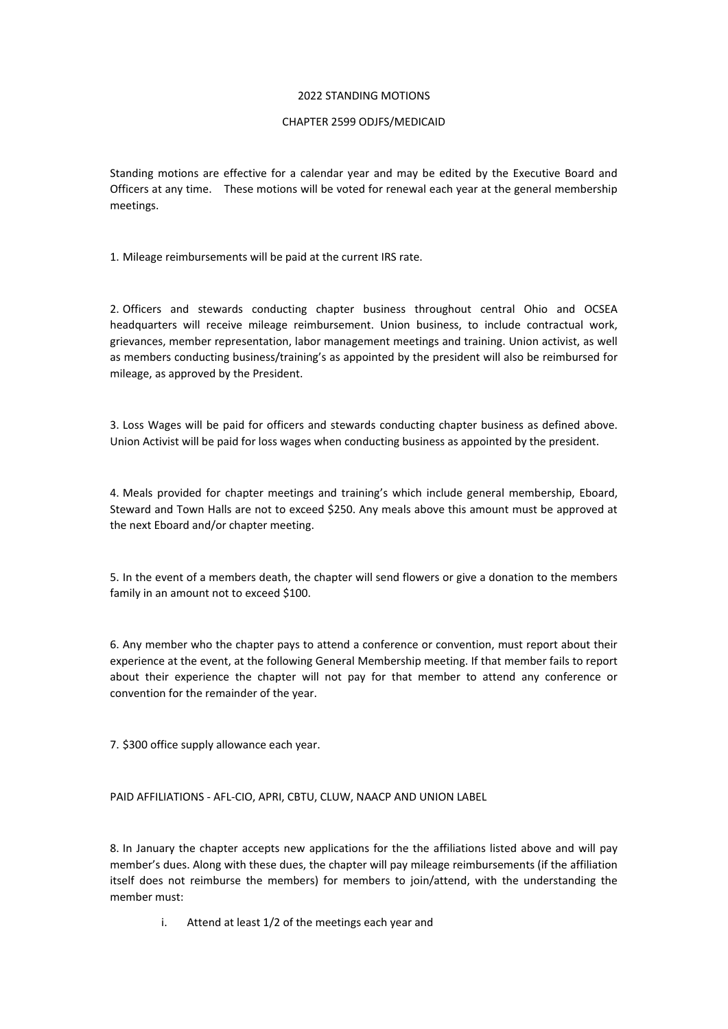# 2022 STANDING MOTIONS

## CHAPTER 2599 ODJFS/MEDICAID

Standing motions are effective for a calendar year and may be edited by the Executive Board and Officers at any time. These motions will be voted for renewal each year at the general membership meetings.

1. Mileage reimbursements will be paid at the current IRS rate.

2. Officers and stewards conducting chapter business throughout central Ohio and OCSEA headquarters will receive mileage reimbursement. Union business, to include contractual work, grievances, member representation, labor management meetings and training. Union activist, as well as members conducting business/training's as appointed by the president will also be reimbursed for mileage, as approved by the President.

3. Loss Wages will be paid for officers and stewards conducting chapter business as defined above. Union Activist will be paid for loss wages when conducting business as appointed by the president.

4. Meals provided for chapter meetings and training's which include general membership, Eboard, Steward and Town Halls are not to exceed $250. Any meals above this amount must be approved at the next Eboard and/or chapter meeting.

5. In the event of a members death, the chapter will send flowers or give a donation to the members family in an amount not to exceed $100.

6. Any member who the chapter pays to attend a conference or convention, must report about their experience at the event, at the following General Membership meeting. If that member fails to report about their experience the chapter will not pay for that member to attend any conference or convention for the remainder of the year.

7. $300 office supply allowance each year.

PAID AFFILIATIONS - AFL-CIO, APRI, CBTU, CLUW, NAACP AND UNION LABEL

8. In January the chapter accepts new applications for the the affiliations listed above and will pay member's dues. Along with these dues, the chapter will pay mileage reimbursements (if the affiliation itself does not reimburse the members) for members to join/attend, with the understanding the member must:

   i. Attend at least 1/2 of the meetings each year and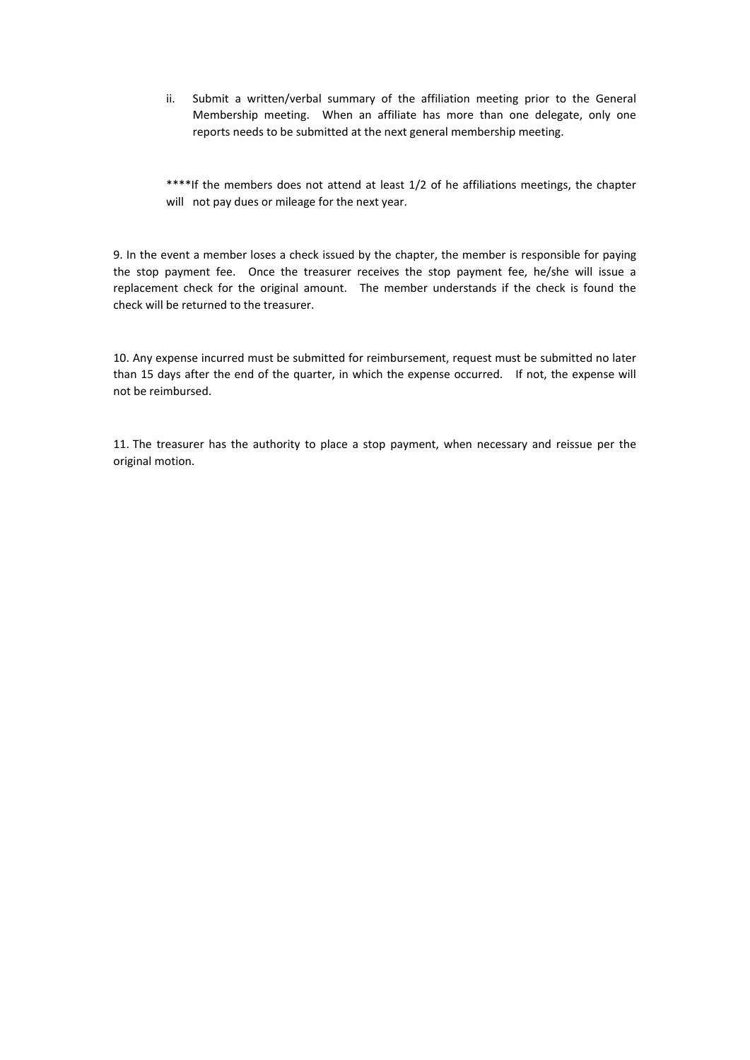ii. Submit a written/verbal summary of the affiliation meeting prior to the General Membership meeting. When an affiliate has more than one delegate, only one reports needs to be submitted at the next general membership meeting.

****If the members does not attend at least 1/2 of he affiliations meetings, the chapter will not pay dues or mileage for the next year.

9. In the event a member loses a check issued by the chapter, the member is responsible for paying the stop payment fee. Once the treasurer receives the stop payment fee, he/she will issue a replacement check for the original amount. The member understands if the check is found the check will be returned to the treasurer.

10. Any expense incurred must be submitted for reimbursement, request must be submitted no later than 15 days after the end of the quarter, in which the expense occurred. If not, the expense will not be reimbursed.

11. The treasurer has the authority to place a stop payment, when necessary and reissue per the original motion.